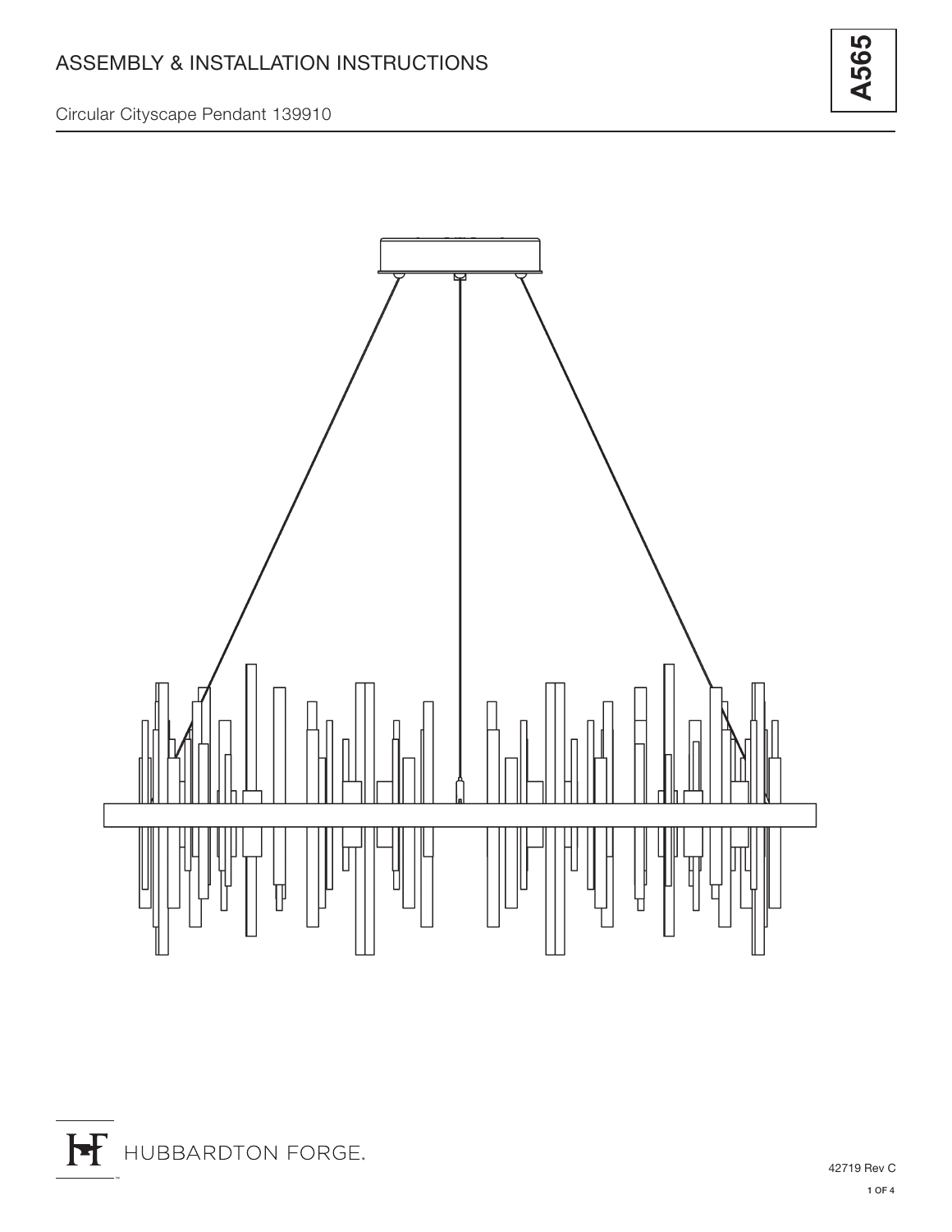# ASSEMBLY & INSTALLATION INSTRUCTIONS

**A565**

Circular Cityscape Pendant 139910

HUBBARDTON FORGE.

42719 Rev C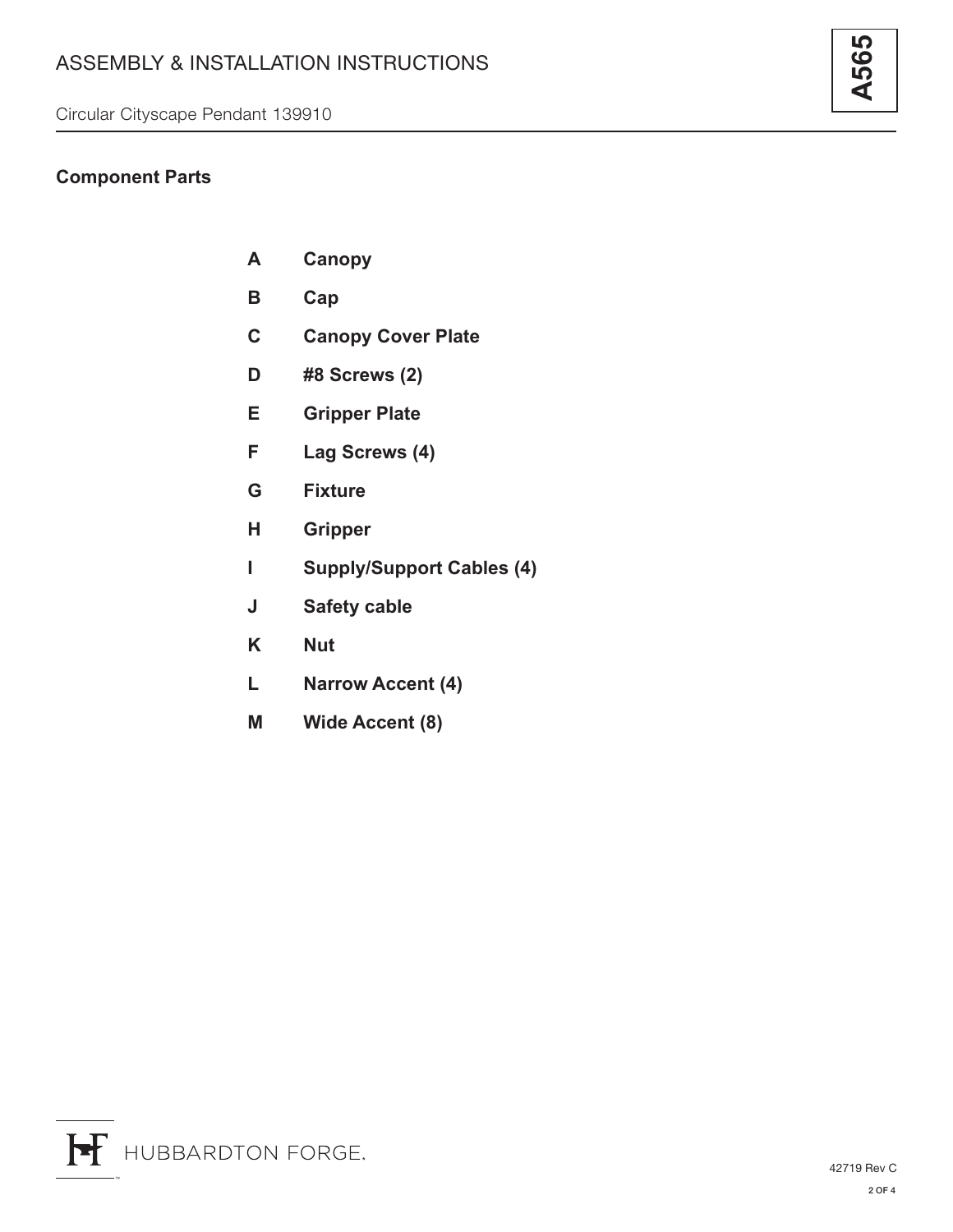## Component Parts

| | |
|---|---|
| **A** | **Canopy** |
| **B** | **Cap** |
| **C** | **Canopy Cover Plate** |
| **D** | **#8 Screws (2)** |
| **E** | **Gripper Plate** |
| **F** | **Lag Screws (4)** |
| **G** | **Fixture** |
| **H** | **Gripper** |
| **I** | **Supply/Support Cables (4)** |
| **J** | **Safety cable** |
| **K** | **Nut** |
| **L** | **Narrow Accent (4)** |
| **M** | **Wide Accent (8)** |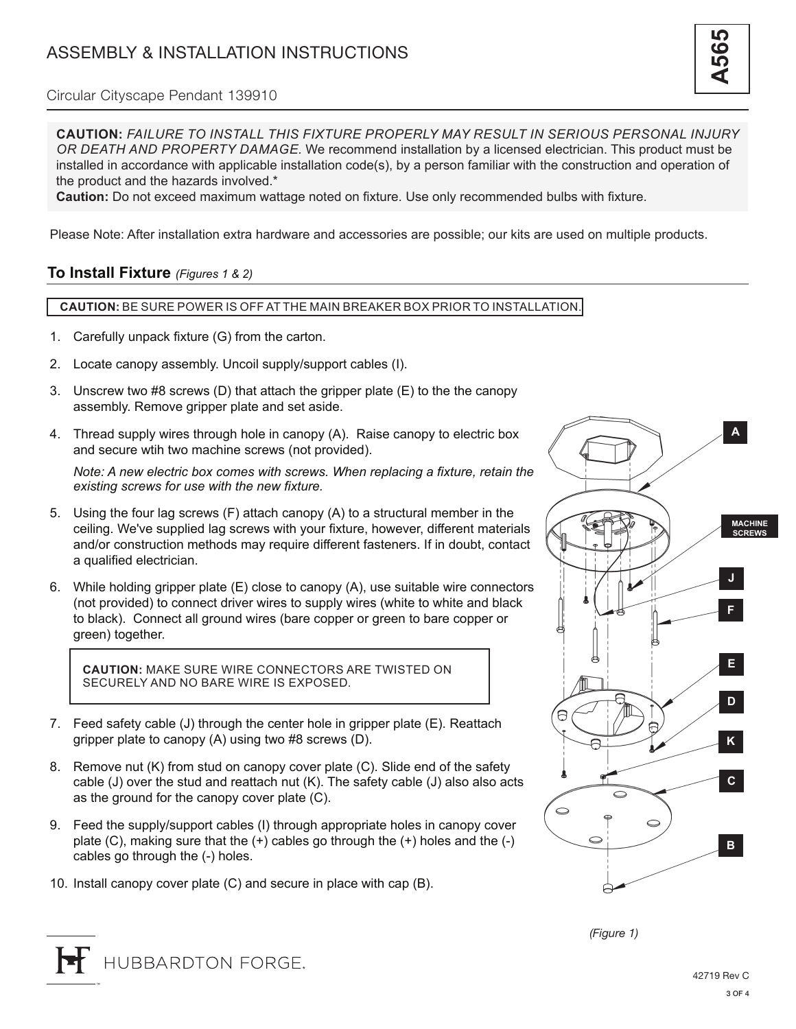# ASSEMBLY & INSTALLATION INSTRUCTIONS

Circular Cityscape Pendant 139910

**A565**

**CAUTION:** *FAILURE TO INSTALL THIS FIXTURE PROPERLY MAY RESULT IN SERIOUS PERSONAL INJURY OR DEATH AND PROPERTY DAMAGE.* We recommend installation by a licensed electrician. This product must be installed in accordance with applicable installation code(s), by a person familiar with the construction and operation of the product and the hazards involved.*
**Caution:** Do not exceed maximum wattage noted on fixture. Use only recommended bulbs with fixture.

Please Note: After installation extra hardware and accessories are possible; our kits are used on multiple products.

## To Install Fixture *(Figures 1 & 2)*

**CAUTION:** BE SURE POWER IS OFF AT THE MAIN BREAKER BOX PRIOR TO INSTALLATION.

1. Carefully unpack fixture (G) from the carton.
2. Locate canopy assembly. Uncoil supply/support cables (I).
3. Unscrew two #8 screws (D) that attach the gripper plate (E) to the the canopy assembly. Remove gripper plate and set aside.
4. Thread supply wires through hole in canopy (A). Raise canopy to electric box and secure wtih two machine screws (not provided).

   *Note: A new electric box comes with screws. When replacing a fixture, retain the existing screws for use with the new fixture.*
5. Using the four lag screws (F) attach canopy (A) to a structural member in the ceiling. We've supplied lag screws with your fixture, however, different materials and/or construction methods may require different fasteners. If in doubt, contact a qualified electrician.
6. While holding gripper plate (E) close to canopy (A), use suitable wire connectors (not provided) to connect driver wires to supply wires (white to white and black to black). Connect all ground wires (bare copper or green to bare copper or green) together.

   **CAUTION:** MAKE SURE WIRE CONNECTORS ARE TWISTED ON SECURELY AND NO BARE WIRE IS EXPOSED.
7. Feed safety cable (J) through the center hole in gripper plate (E). Reattach gripper plate to canopy (A) using two #8 screws (D).
8. Remove nut (K) from stud on canopy cover plate (C). Slide end of the safety cable (J) over the stud and reattach nut (K). The safety cable (J) also also acts as the ground for the canopy cover plate (C).
9. Feed the supply/support cables (I) through appropriate holes in canopy cover plate (C), making sure that the (+) cables go through the (+) holes and the (-) cables go through the (-) holes.
10. Install canopy cover plate (C) and secure in place with cap (B).

A
MACHINE SCREWS
J
F
E
D
K
C
B

*(Figure 1)*

HUBBARDTON FORGE.

42719 Rev C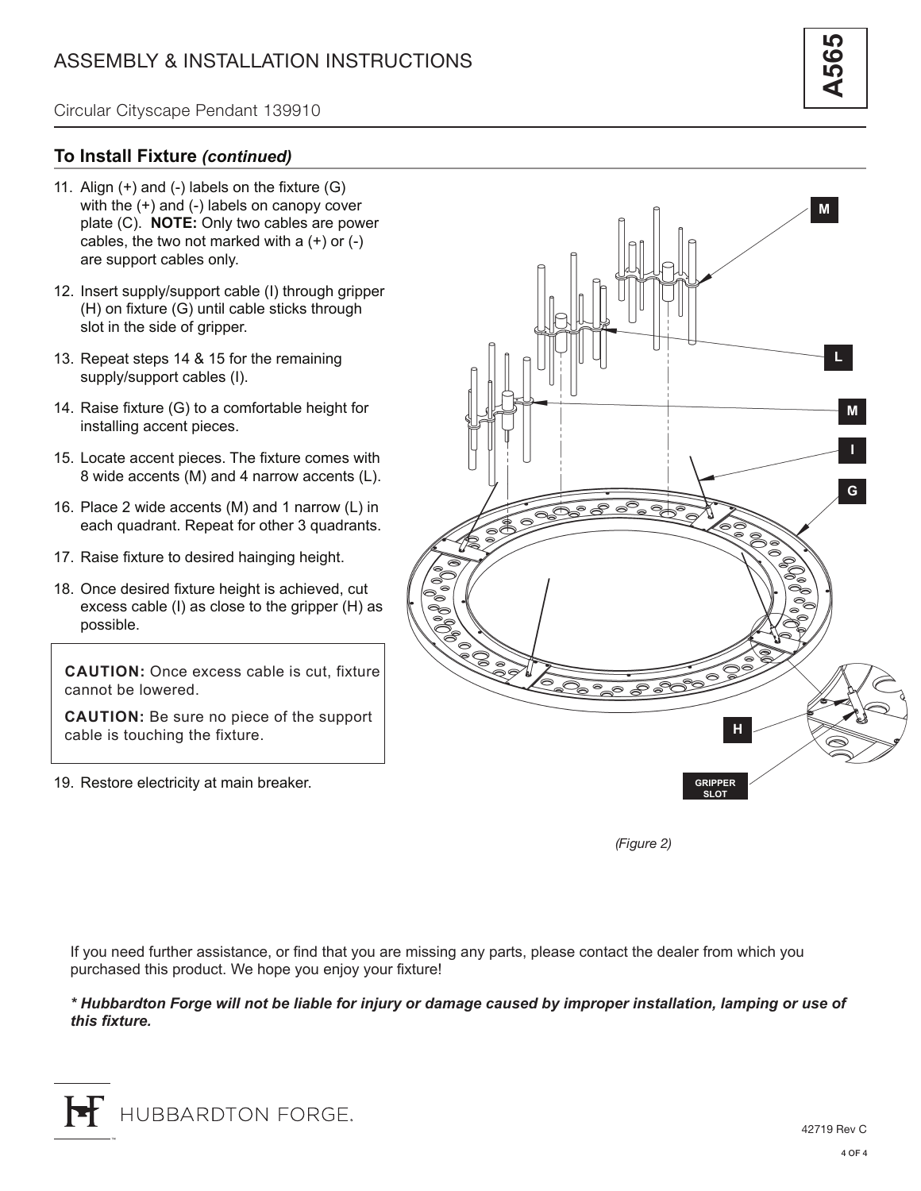# ASSEMBLY & INSTALLATION INSTRUCTIONS

Circular Cityscape Pendant 139910

A565

## To Install Fixture *(continued)*

11. Align (+) and (-) labels on the fixture (G) with the (+) and (-) labels on canopy cover plate (C). **NOTE:** Only two cables are power cables, the two not marked with a (+) or (-) are support cables only.
12. Insert supply/support cable (I) through gripper (H) on fixture (G) until cable sticks through slot in the side of gripper.
13. Repeat steps 14 & 15 for the remaining supply/support cables (I).
14. Raise fixture (G) to a comfortable height for installing accent pieces.
15. Locate accent pieces. The fixture comes with 8 wide accents (M) and 4 narrow accents (L).
16. Place 2 wide accents (M) and 1 narrow (L) in each quadrant. Repeat for other 3 quadrants.
17. Raise fixture to desired hainging height.
18. Once desired fixture height is achieved, cut excess cable (I) as close to the gripper (H) as possible.

**CAUTION:** Once excess cable is cut, fixture cannot be lowered.

**CAUTION:** Be sure no piece of the support cable is touching the fixture.

19. Restore electricity at main breaker.

M

L

M

I

G

H

GRIPPER SLOT

*(Figure 2)*

If you need further assistance, or find that you are missing any parts, please contact the dealer from which you purchased this product. We hope you enjoy your fixture!

***\* Hubbardton Forge will not be liable for injury or damage caused by improper installation, lamping or use of this fixture.***

HUBBARDTON FORGE.

42719 Rev C